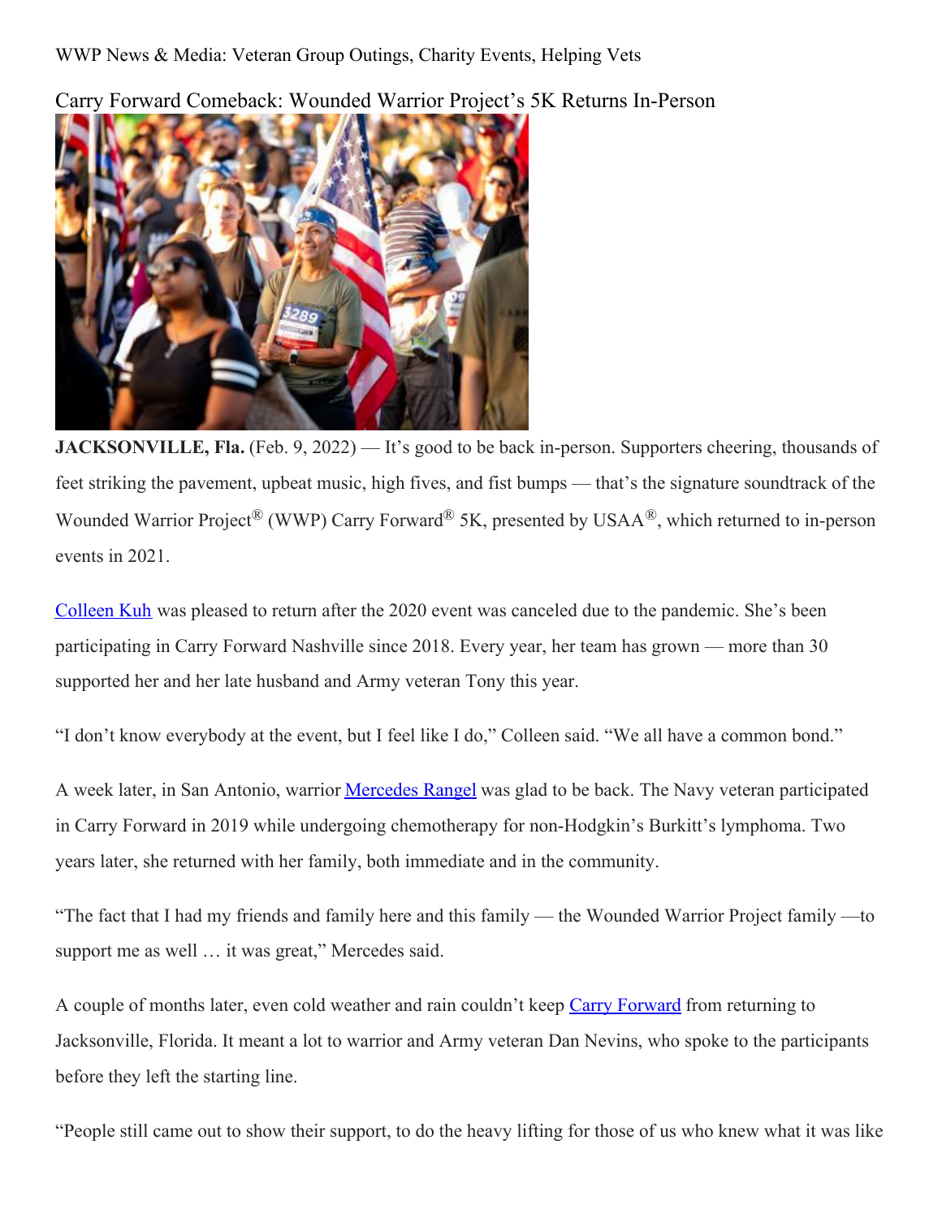WWP News & Media: Veteran Group Outings, Charity Events, Helping Vets

# Carry Forward Comeback: Wounded Warrior Project's 5K Returns In-Person

**JACKSONVILLE, Fla.** (Feb. 9, 2022) — It's good to be back in-person. Supporters cheering, thousands of feet striking the pavement, upbeat music, high fives, and fist bumps — that's the signature soundtrack of the Wounded Warrior Project® (WWP) Carry Forward® 5K, presented by USAA®, which returned to in-person events in 2021.

[Colleen Kuh](#) was pleased to return after the 2020 event was canceled due to the pandemic. She's been participating in Carry Forward Nashville since 2018. Every year, her team has grown — more than 30 supported her and her late husband and Army veteran Tony this year.

"I don't know everybody at the event, but I feel like I do," Colleen said. "We all have a common bond."

A week later, in San Antonio, warrior [Mercedes Rangel](#) was glad to be back. The Navy veteran participated in Carry Forward in 2019 while undergoing chemotherapy for non-Hodgkin's Burkitt's lymphoma. Two years later, she returned with her family, both immediate and in the community.

"The fact that I had my friends and family here and this family — the Wounded Warrior Project family —to support me as well … it was great," Mercedes said.

A couple of months later, even cold weather and rain couldn't keep [Carry Forward](#) from returning to Jacksonville, Florida. It meant a lot to warrior and Army veteran Dan Nevins, who spoke to the participants before they left the starting line.

"People still came out to show their support, to do the heavy lifting for those of us who knew what it was like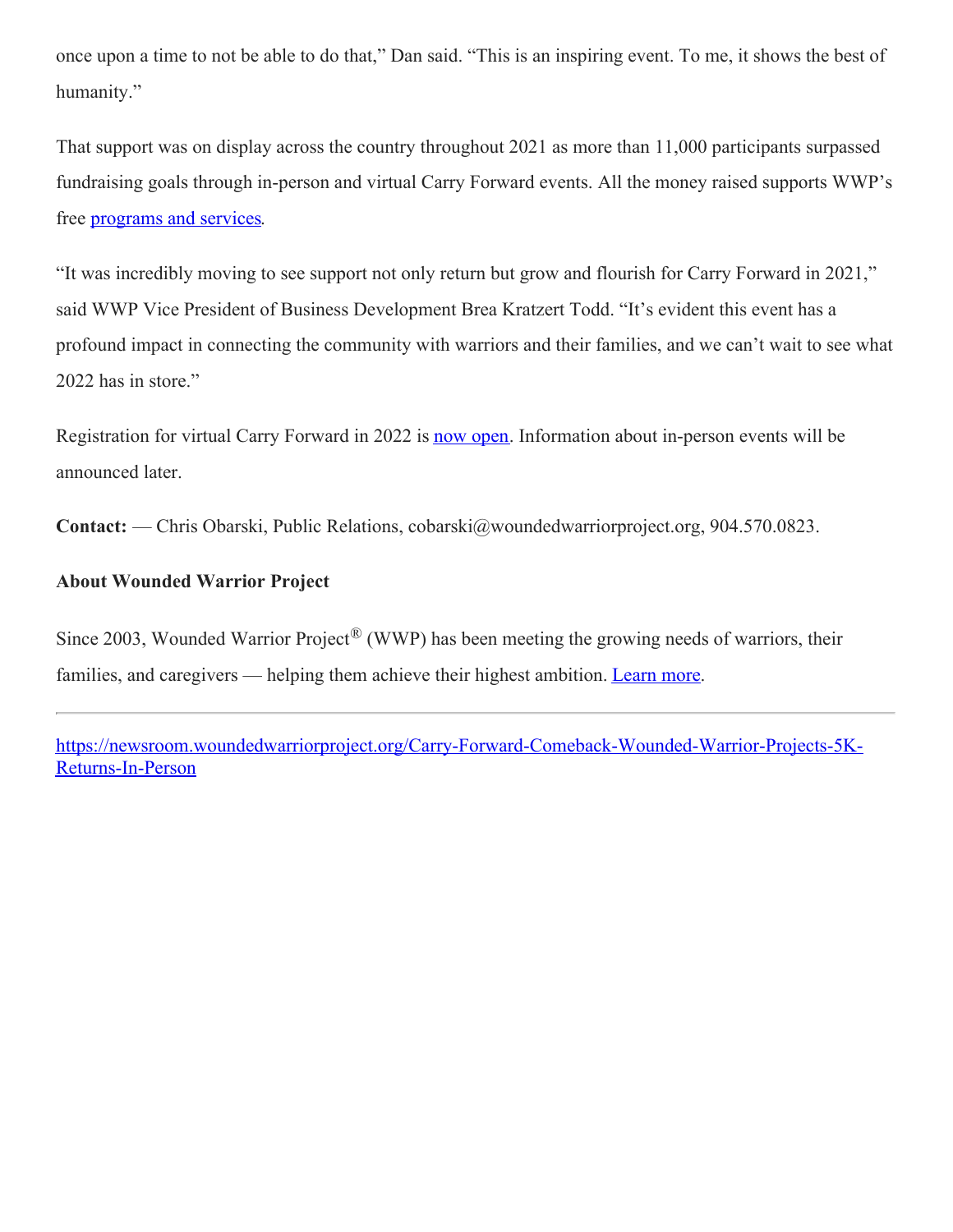once upon a time to not be able to do that," Dan said. "This is an inspiring event. To me, it shows the best of humanity."

That support was on display across the country throughout 2021 as more than 11,000 participants surpassed fundraising goals through in-person and virtual Carry Forward events. All the money raised supports WWP's free [programs and services](#).

"It was incredibly moving to see support not only return but grow and flourish for Carry Forward in 2021," said WWP Vice President of Business Development Brea Kratzert Todd. "It's evident this event has a profound impact in connecting the community with warriors and their families, and we can't wait to see what 2022 has in store."

Registration for virtual Carry Forward in 2022 is [now open](#). Information about in-person events will be announced later.

**Contact:** — Chris Obarski, Public Relations, cobarski@woundedwarriorproject.org, 904.570.0823.

**About Wounded Warrior Project**

Since 2003, Wounded Warrior Project® (WWP) has been meeting the growing needs of warriors, their families, and caregivers — helping them achieve their highest ambition. [Learn more](#).

---

https://newsroom.woundedwarriorproject.org/Carry-Forward-Comeback-Wounded-Warrior-Projects-5K-Returns-In-Person